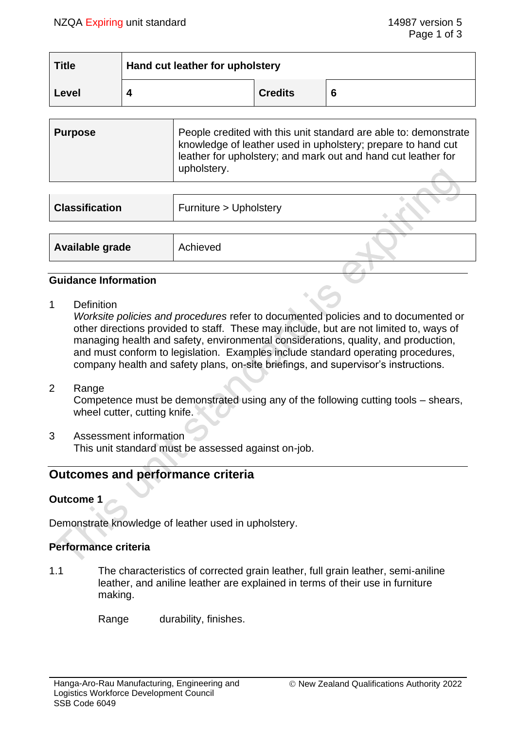| Title | Hand cut leather for upholstery | | |
|---|---|---|---|
| Level | 4 | Credits | 6 |

| Purpose | People credited with this unit standard are able to: demonstrate knowledge of leather used in upholstery; prepare to hand cut leather for upholstery; and mark out and hand cut leather for upholstery. |
|---|---|

| Classification | Furniture > Upholstery |
|---|---|

| Available grade | Achieved |
|---|---|

### Guidance Information

1 Definition
*Worksite policies and procedures* refer to documented policies and to documented or other directions provided to staff. These may include, but are not limited to, ways of managing health and safety, environmental considerations, quality, and production, and must conform to legislation. Examples include standard operating procedures, company health and safety plans, on-site briefings, and supervisor's instructions.

2 Range
Competence must be demonstrated using any of the following cutting tools – shears, wheel cutter, cutting knife.

3 Assessment information
This unit standard must be assessed against on-job.

## Outcomes and performance criteria

### Outcome 1

Demonstrate knowledge of leather used in upholstery.

### Performance criteria

1.1 The characteristics of corrected grain leather, full grain leather, semi-aniline leather, and aniline leather are explained in terms of their use in furniture making.

Range durability, finishes.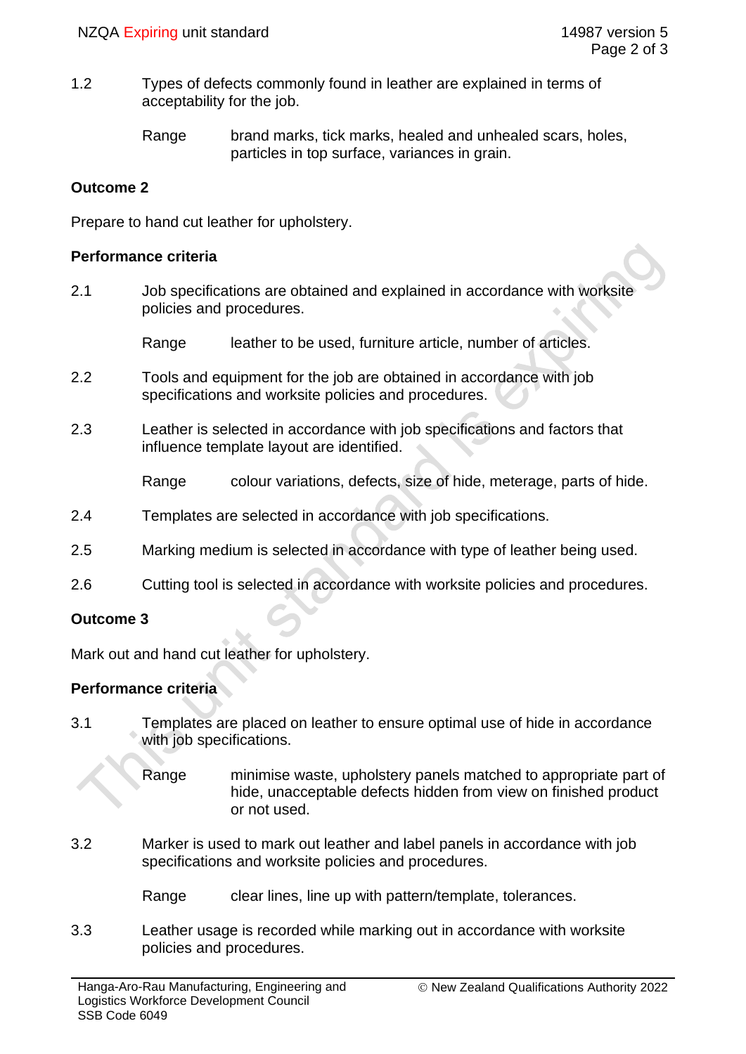1.2 Types of defects commonly found in leather are explained in terms of acceptability for the job.

Range brand marks, tick marks, healed and unhealed scars, holes, particles in top surface, variances in grain.

**Outcome 2**

Prepare to hand cut leather for upholstery.

**Performance criteria**

2.1 Job specifications are obtained and explained in accordance with worksite policies and procedures.

Range leather to be used, furniture article, number of articles.

2.2 Tools and equipment for the job are obtained in accordance with job specifications and worksite policies and procedures.

2.3 Leather is selected in accordance with job specifications and factors that influence template layout are identified.

Range colour variations, defects, size of hide, meterage, parts of hide.

2.4 Templates are selected in accordance with job specifications.

2.5 Marking medium is selected in accordance with type of leather being used.

2.6 Cutting tool is selected in accordance with worksite policies and procedures.

**Outcome 3**

Mark out and hand cut leather for upholstery.

**Performance criteria**

3.1 Templates are placed on leather to ensure optimal use of hide in accordance with job specifications.

Range minimise waste, upholstery panels matched to appropriate part of hide, unacceptable defects hidden from view on finished product or not used.

3.2 Marker is used to mark out leather and label panels in accordance with job specifications and worksite policies and procedures.

Range clear lines, line up with pattern/template, tolerances.

3.3 Leather usage is recorded while marking out in accordance with worksite policies and procedures.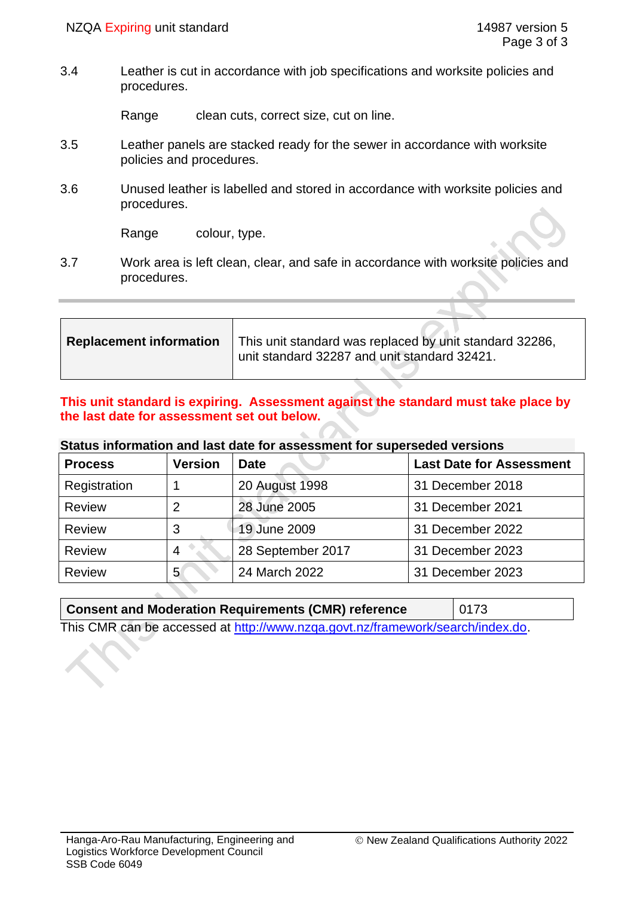3.4 Leather is cut in accordance with job specifications and worksite policies and procedures.

Range clean cuts, correct size, cut on line.

3.5 Leather panels are stacked ready for the sewer in accordance with worksite policies and procedures.

3.6 Unused leather is labelled and stored in accordance with worksite policies and procedures.

Range colour, type.

3.7 Work area is left clean, clear, and safe in accordance with worksite policies and procedures.

| | |
|---|---|
| **Replacement information** | This unit standard was replaced by unit standard 32286, unit standard 32287 and unit standard 32421. |

**This unit standard is expiring. Assessment against the standard must take place by the last date for assessment set out below.**

**Status information and last date for assessment for superseded versions**

| Process | Version | Date | Last Date for Assessment |
|---|---|---|---|
| Registration | 1 | 20 August 1998 | 31 December 2018 |
| Review | 2 | 28 June 2005 | 31 December 2021 |
| Review | 3 | 19 June 2009 | 31 December 2022 |
| Review | 4 | 28 September 2017 | 31 December 2023 |
| Review | 5 | 24 March 2022 | 31 December 2023 |

| | |
|---|---|
| **Consent and Moderation Requirements (CMR) reference** | 0173 |

This CMR can be accessed at http://www.nzqa.govt.nz/framework/search/index.do.